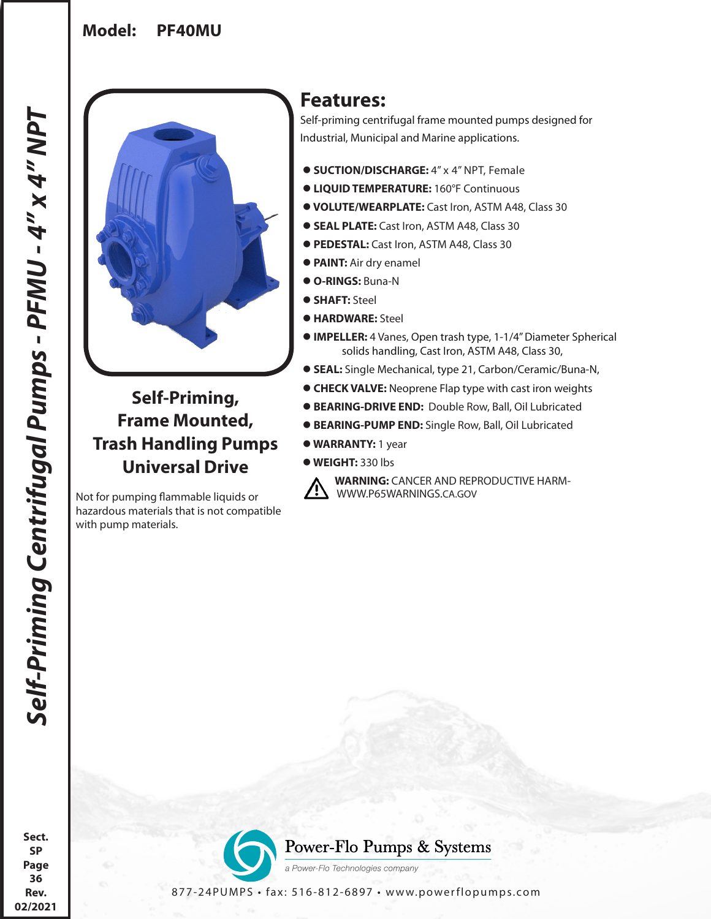# Model: PF40MU

*Self-Priming Centrifugal Pumps - PFMU - 4" x 4" NPT*

## Self-Priming, Frame Mounted, Trash Handling Pumps Universal Drive

Not for pumping flammable liquids or hazardous materials that is not compatible with pump materials.

## Features:

Self-priming centrifugal frame mounted pumps designed for Industrial, Municipal and Marine applications.

- **SUCTION/DISCHARGE:** 4" x 4" NPT, Female
- **LIQUID TEMPERATURE:** 160°F Continuous
- **VOLUTE/WEARPLATE:** Cast Iron, ASTM A48, Class 30
- **SEAL PLATE:** Cast Iron, ASTM A48, Class 30
- **PEDESTAL:** Cast Iron, ASTM A48, Class 30
- **PAINT:** Air dry enamel
- **O-RINGS:** Buna-N
- **SHAFT:** Steel
- **HARDWARE:** Steel
- **IMPELLER:** 4 Vanes, Open trash type, 1-1/4" Diameter Spherical solids handling, Cast Iron, ASTM A48, Class 30,
- **SEAL:** Single Mechanical, type 21, Carbon/Ceramic/Buna-N,
- **CHECK VALVE:** Neoprene Flap type with cast iron weights
- **BEARING-DRIVE END:** Double Row, Ball, Oil Lubricated
- **BEARING-PUMP END:** Single Row, Ball, Oil Lubricated
- **WARRANTY:** 1 year
- **WEIGHT:** 330 lbs

⚠ **WARNING:** CANCER AND REPRODUCTIVE HARM- WWW.P65WARNINGS.CA.GOV

Power-Flo Pumps & Systems
a Power-Flo Technologies company

877-24PUMPS • fax: 516-812-6897 • www.powerflopumps.com

Sect. SP Page 36 Rev. 02/2021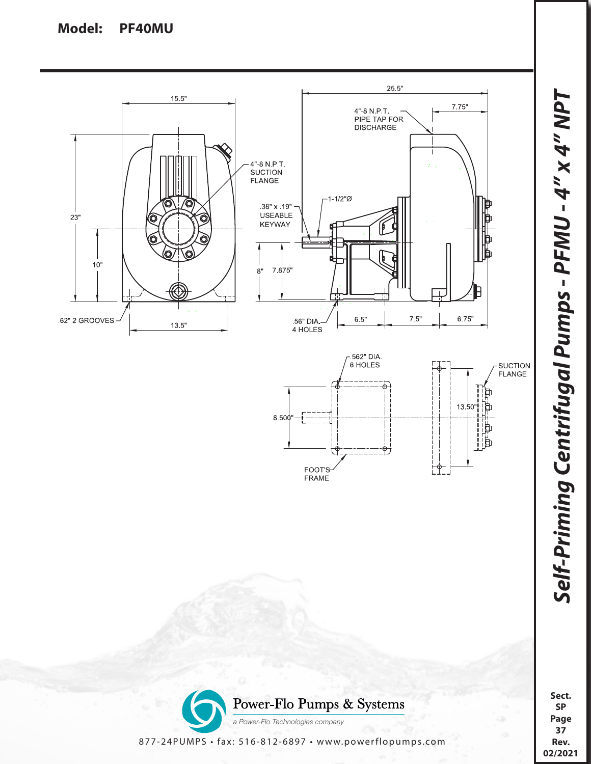**Model: PF40MU**

15.5"

23"

10"

.62" 2 GROOVES

13.5"

4"-8 N.P.T. SUCTION FLANGE

25.5"

7.75"

4"-8 N.P.T. PIPE TAP FOR DISCHARGE

1-1/2"Ø

.38" x .19" USEABLE KEYWAY

8"

7.875"

.56" DIA. 4 HOLES

6.5"

7.5"

6.75"

.562" DIA. 6 HOLES

8.500"

FOOT'S FRAME

13.50"

SUCTION FLANGE

Power-Flo Pumps & Systems

*a Power-Flo Technologies company*

877-24PUMPS • fax: 516-812-6897 • www.powerflopumps.com

***Self-Priming Centrifugal Pumps - PFMU - 4" x 4" NPT***

**Sect. SP Page 37 Rev. 02/2021**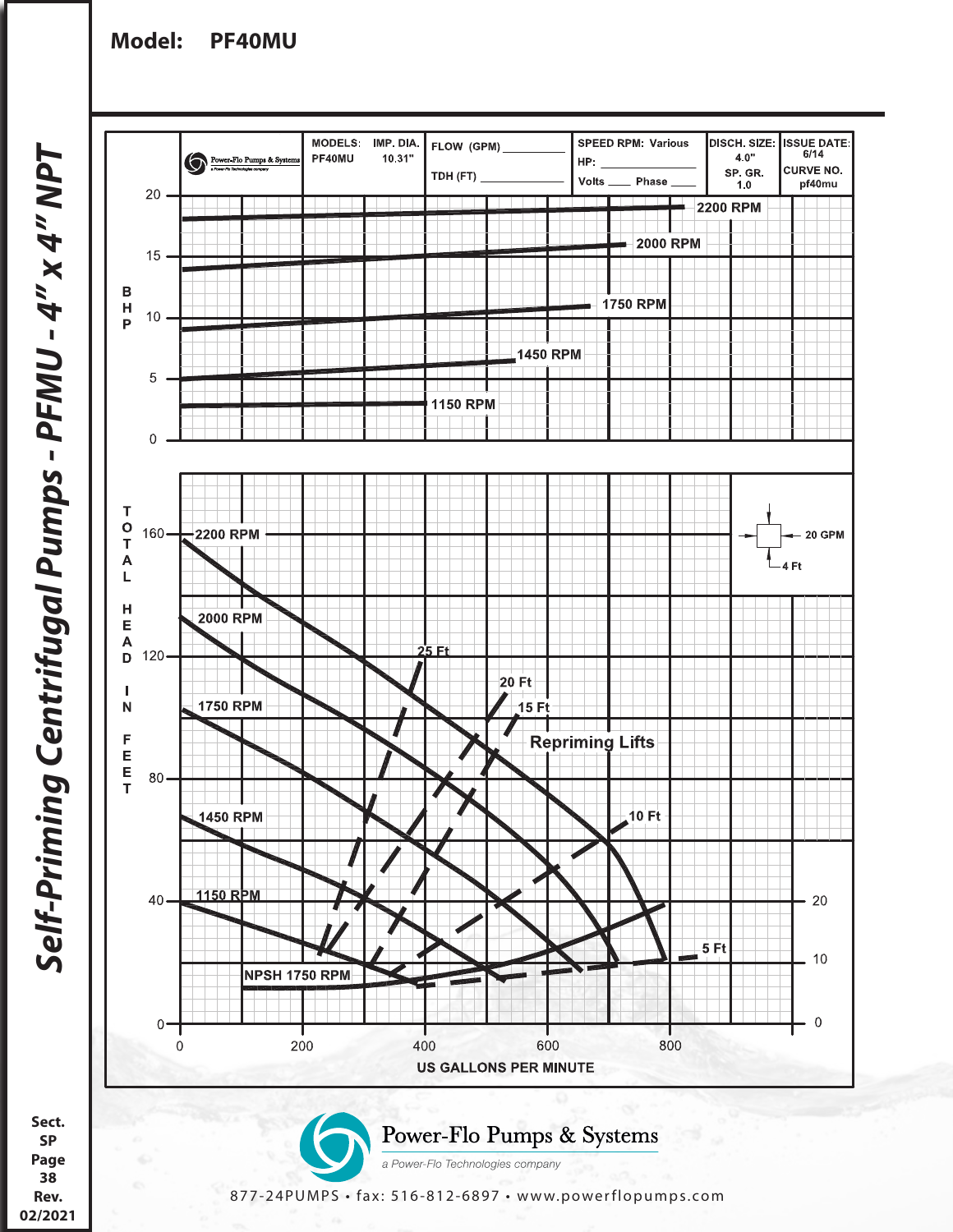**Model: PF40MU**

| MODELS: | IMP. DIA. | FLOW (GPM) ________ | SPEED RPM: Various | DISCH. SIZE: | ISSUE DATE: |
|---|---|---|---|---|---|
| PF40MU | 10.31" | TDH (FT) ________ | HP: ________ Volts ____ Phase ____ | 4.0" SP. GR. 1.0 | 6/14 CURVE NO. pf40mu |

Power-Flo Pumps & Systems
a Power-Flo Technologies company

BHP
20
15
10
5
0

2200 RPM
2000 RPM
1750 RPM
1450 RPM
1150 RPM

TOTAL HEAD IN FEET
160
120
80
40
0

2200 RPM
2000 RPM
1750 RPM
1450 RPM
1150 RPM
NPSH 1750 RPM

25 Ft
20 Ft
15 Ft
Repriming Lifts
10 Ft
5 Ft

20 GPM
4 Ft

20
10
0

0
200
400
600
800
US GALLONS PER MINUTE

Self-Priming Centrifugal Pumps - PFMU - 4" x 4" NPT

Sect. SP
Page 38
Rev. 02/2021

Power-Flo Pumps & Systems
a Power-Flo Technologies company

877-24PUMPS • fax: 516-812-6897 • www.powerflopumps.com